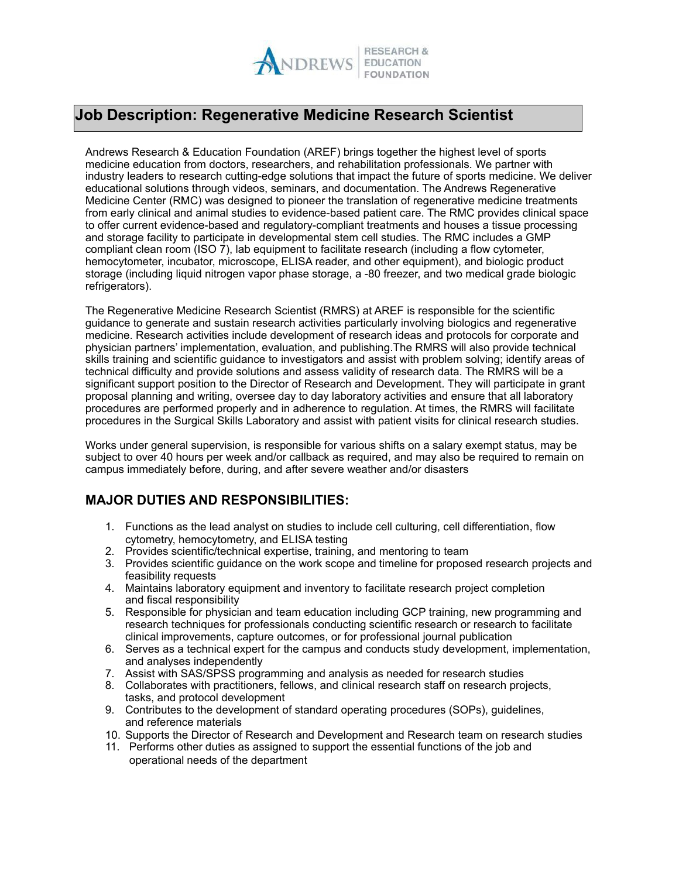ANDREWS | RESEARCH & EDUCATION FOUNDATION

# Job Description: Regenerative Medicine Research Scientist

Andrews Research & Education Foundation (AREF) brings together the highest level of sports medicine education from doctors, researchers, and rehabilitation professionals. We partner with industry leaders to research cutting-edge solutions that impact the future of sports medicine. We deliver educational solutions through videos, seminars, and documentation. The Andrews Regenerative Medicine Center (RMC) was designed to pioneer the translation of regenerative medicine treatments from early clinical and animal studies to evidence-based patient care. The RMC provides clinical space to offer current evidence-based and regulatory-compliant treatments and houses a tissue processing and storage facility to participate in developmental stem cell studies. The RMC includes a GMP compliant clean room (ISO 7), lab equipment to facilitate research (including a flow cytometer, hemocytometer, incubator, microscope, ELISA reader, and other equipment), and biologic product storage (including liquid nitrogen vapor phase storage, a -80 freezer, and two medical grade biologic refrigerators).

The Regenerative Medicine Research Scientist (RMRS) at AREF is responsible for the scientific guidance to generate and sustain research activities particularly involving biologics and regenerative medicine. Research activities include development of research ideas and protocols for corporate and physician partners' implementation, evaluation, and publishing.The RMRS will also provide technical skills training and scientific guidance to investigators and assist with problem solving; identify areas of technical difficulty and provide solutions and assess validity of research data. The RMRS will be a significant support position to the Director of Research and Development. They will participate in grant proposal planning and writing, oversee day to day laboratory activities and ensure that all laboratory procedures are performed properly and in adherence to regulation. At times, the RMRS will facilitate procedures in the Surgical Skills Laboratory and assist with patient visits for clinical research studies.

Works under general supervision, is responsible for various shifts on a salary exempt status, may be subject to over 40 hours per week and/or callback as required, and may also be required to remain on campus immediately before, during, and after severe weather and/or disasters

## MAJOR DUTIES AND RESPONSIBILITIES:

1. Functions as the lead analyst on studies to include cell culturing, cell differentiation, flow cytometry, hemocytometry, and ELISA testing
2. Provides scientific/technical expertise, training, and mentoring to team
3. Provides scientific guidance on the work scope and timeline for proposed research projects and feasibility requests
4. Maintains laboratory equipment and inventory to facilitate research project completion and fiscal responsibility
5. Responsible for physician and team education including GCP training, new programming and research techniques for professionals conducting scientific research or research to facilitate clinical improvements, capture outcomes, or for professional journal publication
6. Serves as a technical expert for the campus and conducts study development, implementation, and analyses independently
7. Assist with SAS/SPSS programming and analysis as needed for research studies
8. Collaborates with practitioners, fellows, and clinical research staff on research projects, tasks, and protocol development
9. Contributes to the development of standard operating procedures (SOPs), guidelines, and reference materials
10. Supports the Director of Research and Development and Research team on research studies
11. Performs other duties as assigned to support the essential functions of the job and operational needs of the department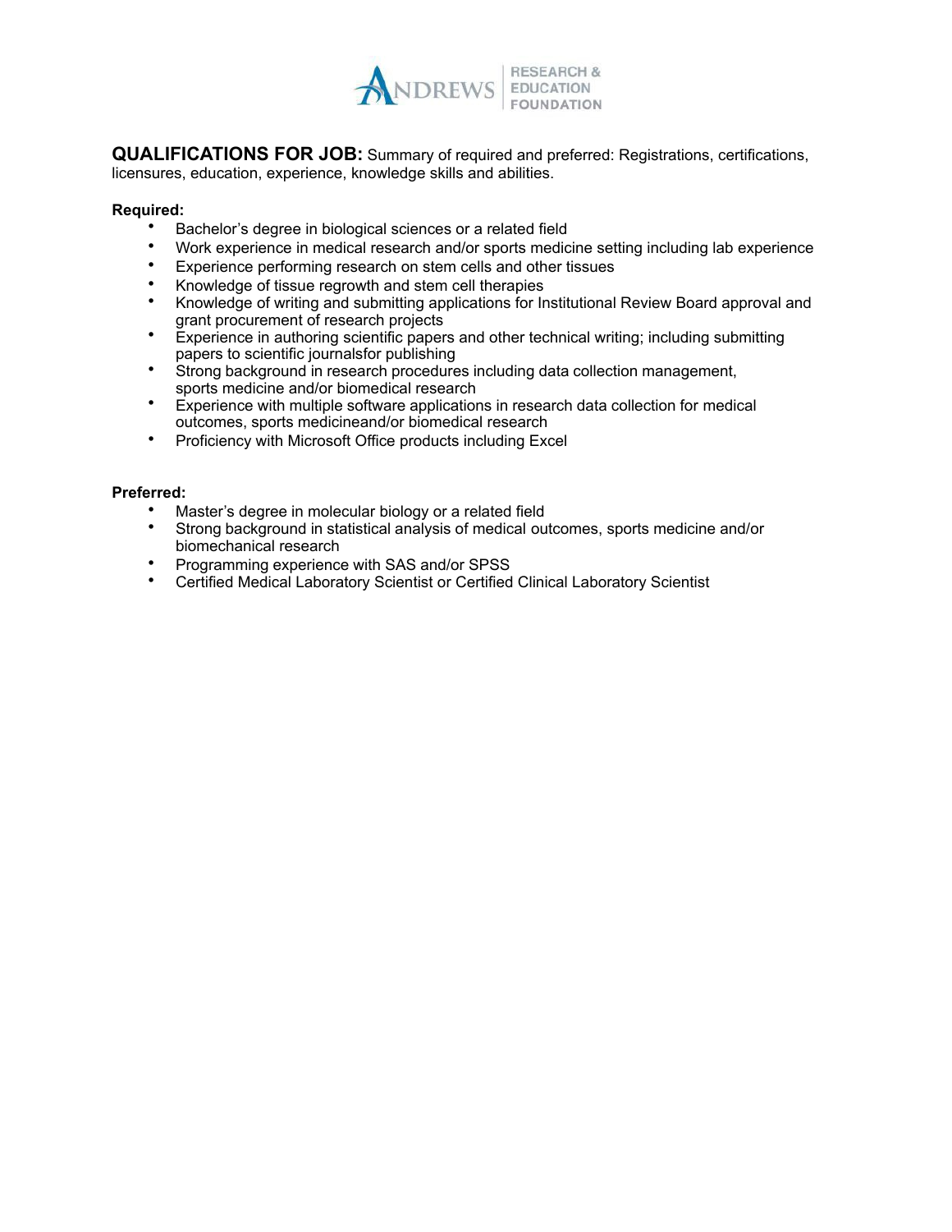**QUALIFICATIONS FOR JOB:** Summary of required and preferred: Registrations, certifications, licensures, education, experience, knowledge skills and abilities.

**Required:**

- Bachelor's degree in biological sciences or a related field
- Work experience in medical research and/or sports medicine setting including lab experience
- Experience performing research on stem cells and other tissues
- Knowledge of tissue regrowth and stem cell therapies
- Knowledge of writing and submitting applications for Institutional Review Board approval and grant procurement of research projects
- Experience in authoring scientific papers and other technical writing; including submitting papers to scientific journalsfor publishing
- Strong background in research procedures including data collection management, sports medicine and/or biomedical research
- Experience with multiple software applications in research data collection for medical outcomes, sports medicineand/or biomedical research
- Proficiency with Microsoft Office products including Excel

**Preferred:**

- Master's degree in molecular biology or a related field
- Strong background in statistical analysis of medical outcomes, sports medicine and/or biomechanical research
- Programming experience with SAS and/or SPSS
- Certified Medical Laboratory Scientist or Certified Clinical Laboratory Scientist